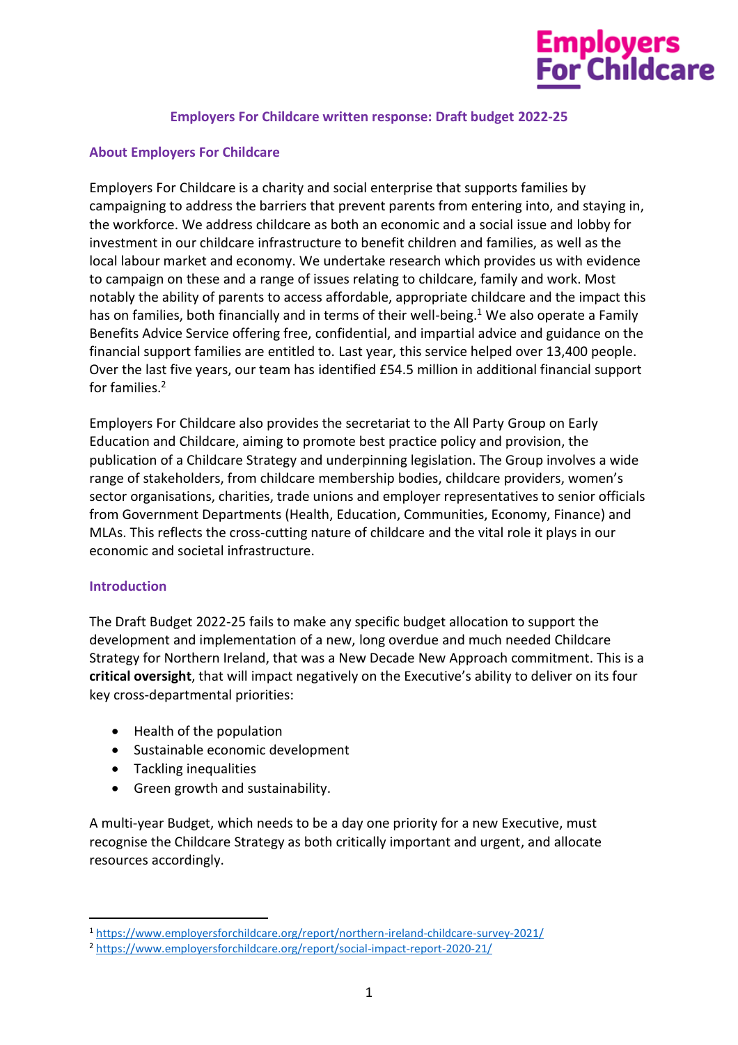# Employers For Childcare written response: Draft budget 2022-25

## About Employers For Childcare

Employers For Childcare is a charity and social enterprise that supports families by campaigning to address the barriers that prevent parents from entering into, and staying in, the workforce. We address childcare as both an economic and a social issue and lobby for investment in our childcare infrastructure to benefit children and families, as well as the local labour market and economy. We undertake research which provides us with evidence to campaign on these and a range of issues relating to childcare, family and work. Most notably the ability of parents to access affordable, appropriate childcare and the impact this has on families, both financially and in terms of their well-being.[1] We also operate a Family Benefits Advice Service offering free, confidential, and impartial advice and guidance on the financial support families are entitled to. Last year, this service helped over 13,400 people. Over the last five years, our team has identified £54.5 million in additional financial support for families.[2]

Employers For Childcare also provides the secretariat to the All Party Group on Early Education and Childcare, aiming to promote best practice policy and provision, the publication of a Childcare Strategy and underpinning legislation. The Group involves a wide range of stakeholders, from childcare membership bodies, childcare providers, women's sector organisations, charities, trade unions and employer representatives to senior officials from Government Departments (Health, Education, Communities, Economy, Finance) and MLAs. This reflects the cross-cutting nature of childcare and the vital role it plays in our economic and societal infrastructure.

## Introduction

The Draft Budget 2022-25 fails to make any specific budget allocation to support the development and implementation of a new, long overdue and much needed Childcare Strategy for Northern Ireland, that was a New Decade New Approach commitment. This is a **critical oversight**, that will impact negatively on the Executive's ability to deliver on its four key cross-departmental priorities:

- Health of the population
- Sustainable economic development
- Tackling inequalities
- Green growth and sustainability.

A multi-year Budget, which needs to be a day one priority for a new Executive, must recognise the Childcare Strategy as both critically important and urgent, and allocate resources accordingly.

---

[1] https://www.employersforchildcare.org/report/northern-ireland-childcare-survey-2021/

[2] https://www.employersforchildcare.org/report/social-impact-report-2020-21/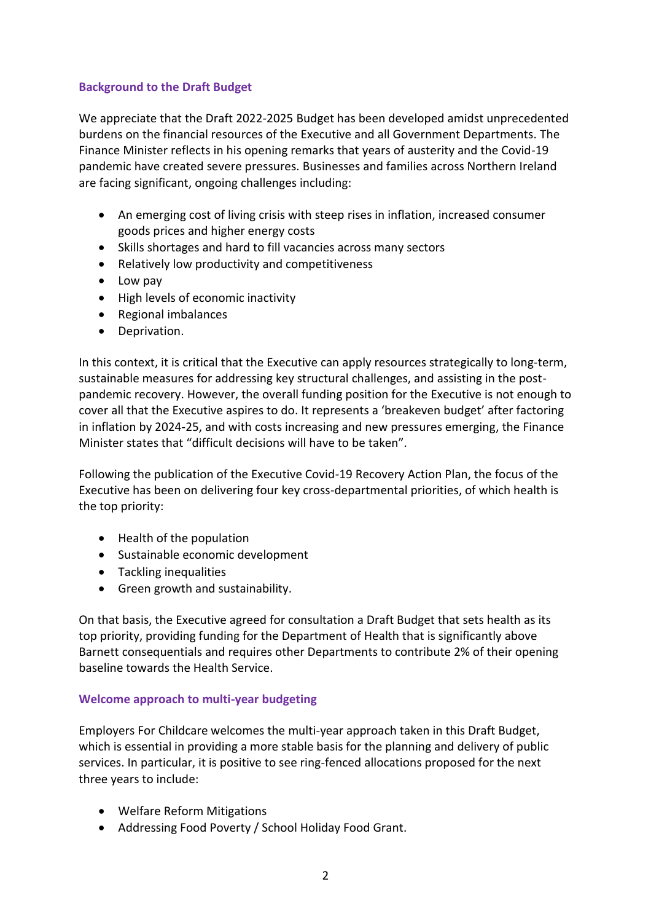## Background to the Draft Budget

We appreciate that the Draft 2022-2025 Budget has been developed amidst unprecedented burdens on the financial resources of the Executive and all Government Departments. The Finance Minister reflects in his opening remarks that years of austerity and the Covid-19 pandemic have created severe pressures. Businesses and families across Northern Ireland are facing significant, ongoing challenges including:

- An emerging cost of living crisis with steep rises in inflation, increased consumer goods prices and higher energy costs
- Skills shortages and hard to fill vacancies across many sectors
- Relatively low productivity and competitiveness
- Low pay
- High levels of economic inactivity
- Regional imbalances
- Deprivation.

In this context, it is critical that the Executive can apply resources strategically to long-term, sustainable measures for addressing key structural challenges, and assisting in the post-pandemic recovery. However, the overall funding position for the Executive is not enough to cover all that the Executive aspires to do. It represents a 'breakeven budget' after factoring in inflation by 2024-25, and with costs increasing and new pressures emerging, the Finance Minister states that "difficult decisions will have to be taken".

Following the publication of the Executive Covid-19 Recovery Action Plan, the focus of the Executive has been on delivering four key cross-departmental priorities, of which health is the top priority:

- Health of the population
- Sustainable economic development
- Tackling inequalities
- Green growth and sustainability.

On that basis, the Executive agreed for consultation a Draft Budget that sets health as its top priority, providing funding for the Department of Health that is significantly above Barnett consequentials and requires other Departments to contribute 2% of their opening baseline towards the Health Service.

## Welcome approach to multi-year budgeting

Employers For Childcare welcomes the multi-year approach taken in this Draft Budget, which is essential in providing a more stable basis for the planning and delivery of public services. In particular, it is positive to see ring-fenced allocations proposed for the next three years to include:

- Welfare Reform Mitigations
- Addressing Food Poverty / School Holiday Food Grant.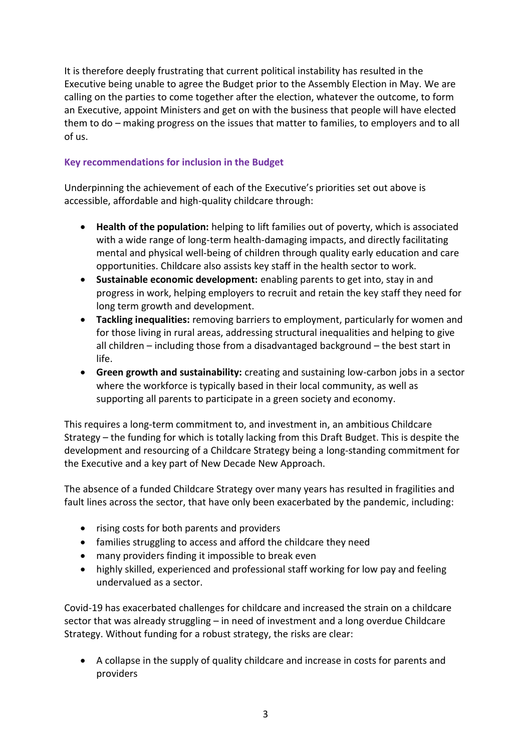It is therefore deeply frustrating that current political instability has resulted in the Executive being unable to agree the Budget prior to the Assembly Election in May. We are calling on the parties to come together after the election, whatever the outcome, to form an Executive, appoint Ministers and get on with the business that people will have elected them to do – making progress on the issues that matter to families, to employers and to all of us.

### Key recommendations for inclusion in the Budget

Underpinning the achievement of each of the Executive's priorities set out above is accessible, affordable and high-quality childcare through:

- **Health of the population:** helping to lift families out of poverty, which is associated with a wide range of long-term health-damaging impacts, and directly facilitating mental and physical well-being of children through quality early education and care opportunities. Childcare also assists key staff in the health sector to work.
- **Sustainable economic development:** enabling parents to get into, stay in and progress in work, helping employers to recruit and retain the key staff they need for long term growth and development.
- **Tackling inequalities:** removing barriers to employment, particularly for women and for those living in rural areas, addressing structural inequalities and helping to give all children – including those from a disadvantaged background – the best start in life.
- **Green growth and sustainability:** creating and sustaining low-carbon jobs in a sector where the workforce is typically based in their local community, as well as supporting all parents to participate in a green society and economy.

This requires a long-term commitment to, and investment in, an ambitious Childcare Strategy – the funding for which is totally lacking from this Draft Budget. This is despite the development and resourcing of a Childcare Strategy being a long-standing commitment for the Executive and a key part of New Decade New Approach.

The absence of a funded Childcare Strategy over many years has resulted in fragilities and fault lines across the sector, that have only been exacerbated by the pandemic, including:

- rising costs for both parents and providers
- families struggling to access and afford the childcare they need
- many providers finding it impossible to break even
- highly skilled, experienced and professional staff working for low pay and feeling undervalued as a sector.

Covid-19 has exacerbated challenges for childcare and increased the strain on a childcare sector that was already struggling – in need of investment and a long overdue Childcare Strategy. Without funding for a robust strategy, the risks are clear:

- A collapse in the supply of quality childcare and increase in costs for parents and providers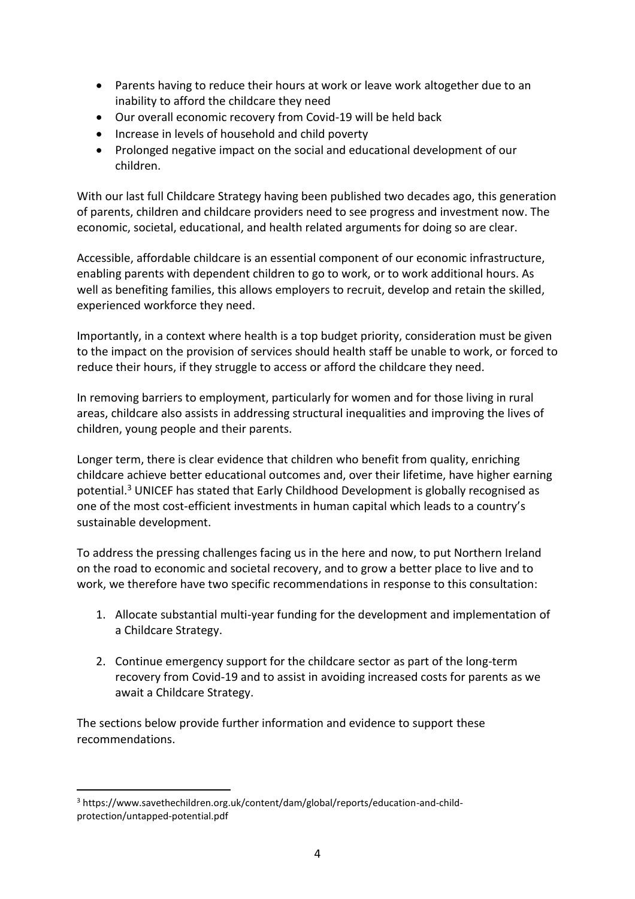- Parents having to reduce their hours at work or leave work altogether due to an inability to afford the childcare they need
- Our overall economic recovery from Covid-19 will be held back
- Increase in levels of household and child poverty
- Prolonged negative impact on the social and educational development of our children.

With our last full Childcare Strategy having been published two decades ago, this generation of parents, children and childcare providers need to see progress and investment now. The economic, societal, educational, and health related arguments for doing so are clear.

Accessible, affordable childcare is an essential component of our economic infrastructure, enabling parents with dependent children to go to work, or to work additional hours. As well as benefiting families, this allows employers to recruit, develop and retain the skilled, experienced workforce they need.

Importantly, in a context where health is a top budget priority, consideration must be given to the impact on the provision of services should health staff be unable to work, or forced to reduce their hours, if they struggle to access or afford the childcare they need.

In removing barriers to employment, particularly for women and for those living in rural areas, childcare also assists in addressing structural inequalities and improving the lives of children, young people and their parents.

Longer term, there is clear evidence that children who benefit from quality, enriching childcare achieve better educational outcomes and, over their lifetime, have higher earning potential.[3] UNICEF has stated that Early Childhood Development is globally recognised as one of the most cost-efficient investments in human capital which leads to a country's sustainable development.

To address the pressing challenges facing us in the here and now, to put Northern Ireland on the road to economic and societal recovery, and to grow a better place to live and to work, we therefore have two specific recommendations in response to this consultation:

1. Allocate substantial multi-year funding for the development and implementation of a Childcare Strategy.
2. Continue emergency support for the childcare sector as part of the long-term recovery from Covid-19 and to assist in avoiding increased costs for parents as we await a Childcare Strategy.

The sections below provide further information and evidence to support these recommendations.

---

[3] https://www.savethechildren.org.uk/content/dam/global/reports/education-and-child-protection/untapped-potential.pdf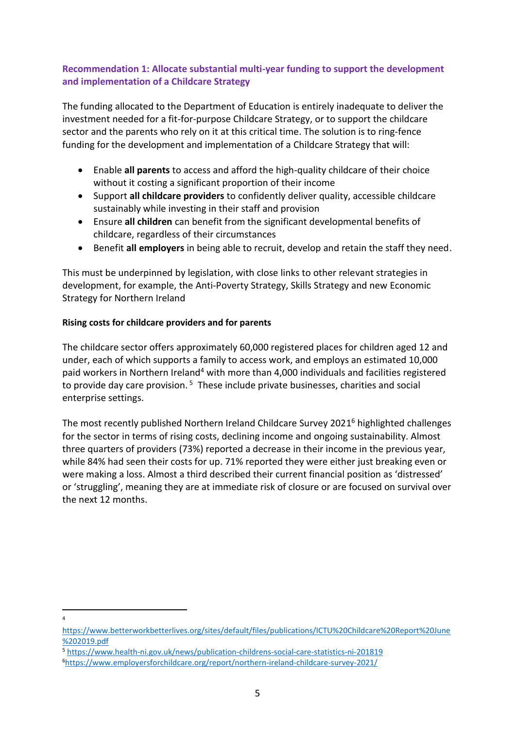### Recommendation 1: Allocate substantial multi-year funding to support the development and implementation of a Childcare Strategy

The funding allocated to the Department of Education is entirely inadequate to deliver the investment needed for a fit-for-purpose Childcare Strategy, or to support the childcare sector and the parents who rely on it at this critical time. The solution is to ring-fence funding for the development and implementation of a Childcare Strategy that will:

- Enable **all parents** to access and afford the high-quality childcare of their choice without it costing a significant proportion of their income
- Support **all childcare providers** to confidently deliver quality, accessible childcare sustainably while investing in their staff and provision
- Ensure **all children** can benefit from the significant developmental benefits of childcare, regardless of their circumstances
- Benefit **all employers** in being able to recruit, develop and retain the staff they need.

This must be underpinned by legislation, with close links to other relevant strategies in development, for example, the Anti-Poverty Strategy, Skills Strategy and new Economic Strategy for Northern Ireland

**Rising costs for childcare providers and for parents**

The childcare sector offers approximately 60,000 registered places for children aged 12 and under, each of which supports a family to access work, and employs an estimated 10,000 paid workers in Northern Ireland[4] with more than 4,000 individuals and facilities registered to provide day care provision.[5] These include private businesses, charities and social enterprise settings.

The most recently published Northern Ireland Childcare Survey 2021[6] highlighted challenges for the sector in terms of rising costs, declining income and ongoing sustainability. Almost three quarters of providers (73%) reported a decrease in their income in the previous year, while 84% had seen their costs for up. 71% reported they were either just breaking even or were making a loss. Almost a third described their current financial position as 'distressed' or 'struggling', meaning they are at immediate risk of closure or are focused on survival over the next 12 months.

---

[4] https://www.betterworkbetterlives.org/sites/default/files/publications/ICTU%20Childcare%20Report%20June%202019.pdf

[5] https://www.health-ni.gov.uk/news/publication-childrens-social-care-statistics-ni-201819

[6] https://www.employersforchildcare.org/report/northern-ireland-childcare-survey-2021/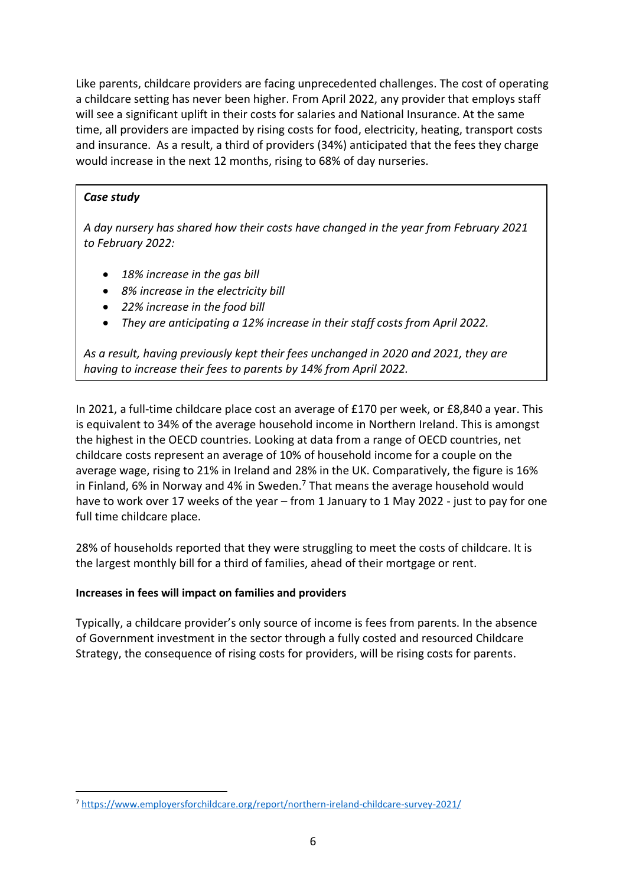Like parents, childcare providers are facing unprecedented challenges. The cost of operating a childcare setting has never been higher. From April 2022, any provider that employs staff will see a significant uplift in their costs for salaries and National Insurance. At the same time, all providers are impacted by rising costs for food, electricity, heating, transport costs and insurance. As a result, a third of providers (34%) anticipated that the fees they charge would increase in the next 12 months, rising to 68% of day nurseries.

> ***Case study***
>
> *A day nursery has shared how their costs have changed in the year from February 2021 to February 2022:*
>
> - *18% increase in the gas bill*
> - *8% increase in the electricity bill*
> - *22% increase in the food bill*
> - *They are anticipating a 12% increase in their staff costs from April 2022.*
>
> *As a result, having previously kept their fees unchanged in 2020 and 2021, they are having to increase their fees to parents by 14% from April 2022.*

In 2021, a full-time childcare place cost an average of £170 per week, or £8,840 a year. This is equivalent to 34% of the average household income in Northern Ireland. This is amongst the highest in the OECD countries. Looking at data from a range of OECD countries, net childcare costs represent an average of 10% of household income for a couple on the average wage, rising to 21% in Ireland and 28% in the UK. Comparatively, the figure is 16% in Finland, 6% in Norway and 4% in Sweden.[7] That means the average household would have to work over 17 weeks of the year – from 1 January to 1 May 2022 - just to pay for one full time childcare place.

28% of households reported that they were struggling to meet the costs of childcare. It is the largest monthly bill for a third of families, ahead of their mortgage or rent.

**Increases in fees will impact on families and providers**

Typically, a childcare provider's only source of income is fees from parents. In the absence of Government investment in the sector through a fully costed and resourced Childcare Strategy, the consequence of rising costs for providers, will be rising costs for parents.

---

[7] https://www.employersforchildcare.org/report/northern-ireland-childcare-survey-2021/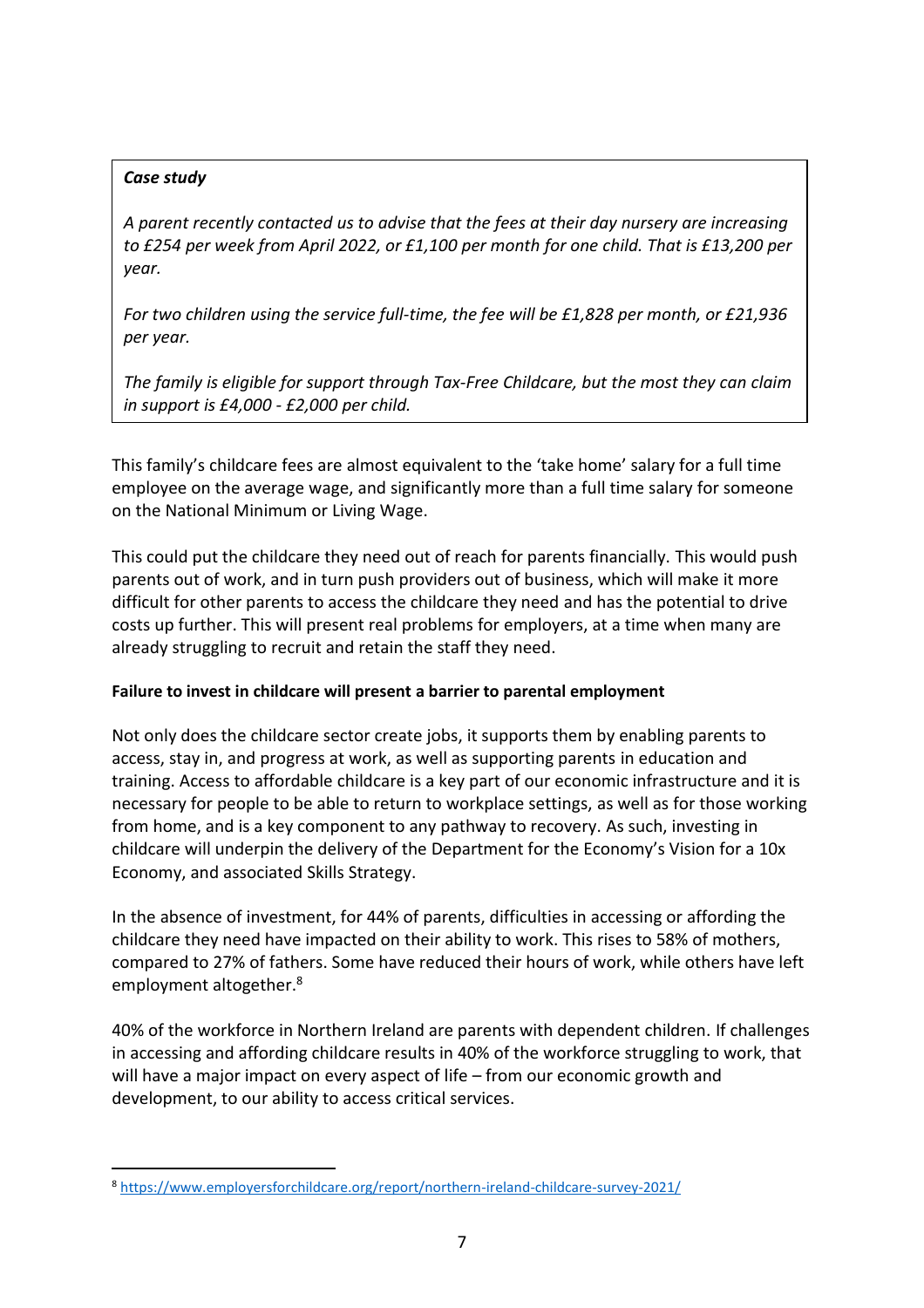> ***Case study***
>
> *A parent recently contacted us to advise that the fees at their day nursery are increasing to £254 per week from April 2022, or £1,100 per month for one child. That is £13,200 per year.*
>
> *For two children using the service full-time, the fee will be £1,828 per month, or £21,936 per year.*
>
> *The family is eligible for support through Tax-Free Childcare, but the most they can claim in support is £4,000 - £2,000 per child.*

This family's childcare fees are almost equivalent to the 'take home' salary for a full time employee on the average wage, and significantly more than a full time salary for someone on the National Minimum or Living Wage.

This could put the childcare they need out of reach for parents financially. This would push parents out of work, and in turn push providers out of business, which will make it more difficult for other parents to access the childcare they need and has the potential to drive costs up further. This will present real problems for employers, at a time when many are already struggling to recruit and retain the staff they need.

**Failure to invest in childcare will present a barrier to parental employment**

Not only does the childcare sector create jobs, it supports them by enabling parents to access, stay in, and progress at work, as well as supporting parents in education and training. Access to affordable childcare is a key part of our economic infrastructure and it is necessary for people to be able to return to workplace settings, as well as for those working from home, and is a key component to any pathway to recovery. As such, investing in childcare will underpin the delivery of the Department for the Economy's Vision for a 10x Economy, and associated Skills Strategy.

In the absence of investment, for 44% of parents, difficulties in accessing or affording the childcare they need have impacted on their ability to work. This rises to 58% of mothers, compared to 27% of fathers. Some have reduced their hours of work, while others have left employment altogether.[8]

40% of the workforce in Northern Ireland are parents with dependent children. If challenges in accessing and affording childcare results in 40% of the workforce struggling to work, that will have a major impact on every aspect of life – from our economic growth and development, to our ability to access critical services.

[8] https://www.employersforchildcare.org/report/northern-ireland-childcare-survey-2021/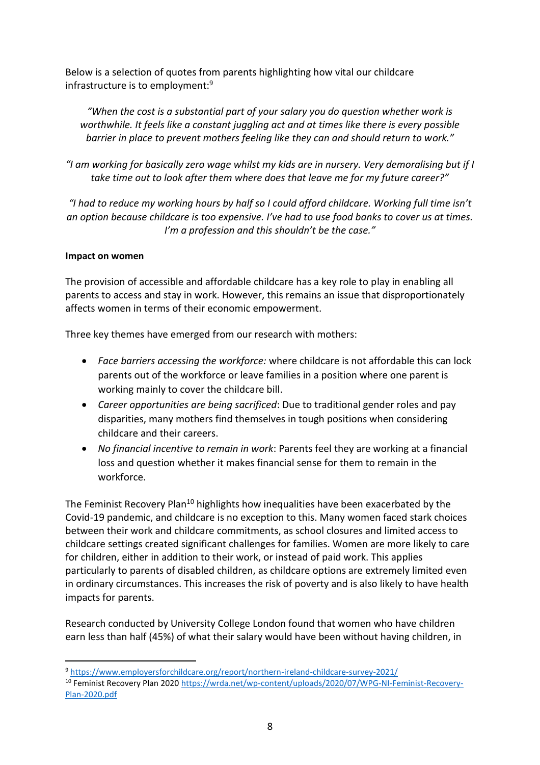Below is a selection of quotes from parents highlighting how vital our childcare infrastructure is to employment:[9]

> *"When the cost is a substantial part of your salary you do question whether work is worthwhile. It feels like a constant juggling act and at times like there is every possible barrier in place to prevent mothers feeling like they can and should return to work."*

> *"I am working for basically zero wage whilst my kids are in nursery. Very demoralising but if I take time out to look after them where does that leave me for my future career?"*

> *"I had to reduce my working hours by half so I could afford childcare. Working full time isn't an option because childcare is too expensive. I've had to use food banks to cover us at times. I'm a profession and this shouldn't be the case."*

**Impact on women**

The provision of accessible and affordable childcare has a key role to play in enabling all parents to access and stay in work. However, this remains an issue that disproportionately affects women in terms of their economic empowerment.

Three key themes have emerged from our research with mothers:

- *Face barriers accessing the workforce:* where childcare is not affordable this can lock parents out of the workforce or leave families in a position where one parent is working mainly to cover the childcare bill.
- *Career opportunities are being sacrificed*: Due to traditional gender roles and pay disparities, many mothers find themselves in tough positions when considering childcare and their careers.
- *No financial incentive to remain in work*: Parents feel they are working at a financial loss and question whether it makes financial sense for them to remain in the workforce.

The Feminist Recovery Plan[10] highlights how inequalities have been exacerbated by the Covid-19 pandemic, and childcare is no exception to this. Many women faced stark choices between their work and childcare commitments, as school closures and limited access to childcare settings created significant challenges for families. Women are more likely to care for children, either in addition to their work, or instead of paid work. This applies particularly to parents of disabled children, as childcare options are extremely limited even in ordinary circumstances. This increases the risk of poverty and is also likely to have health impacts for parents.

Research conducted by University College London found that women who have children earn less than half (45%) of what their salary would have been without having children, in

---

[9] https://www.employersforchildcare.org/report/northern-ireland-childcare-survey-2021/

[10] Feminist Recovery Plan 2020 https://wrda.net/wp-content/uploads/2020/07/WPG-NI-Feminist-Recovery-Plan-2020.pdf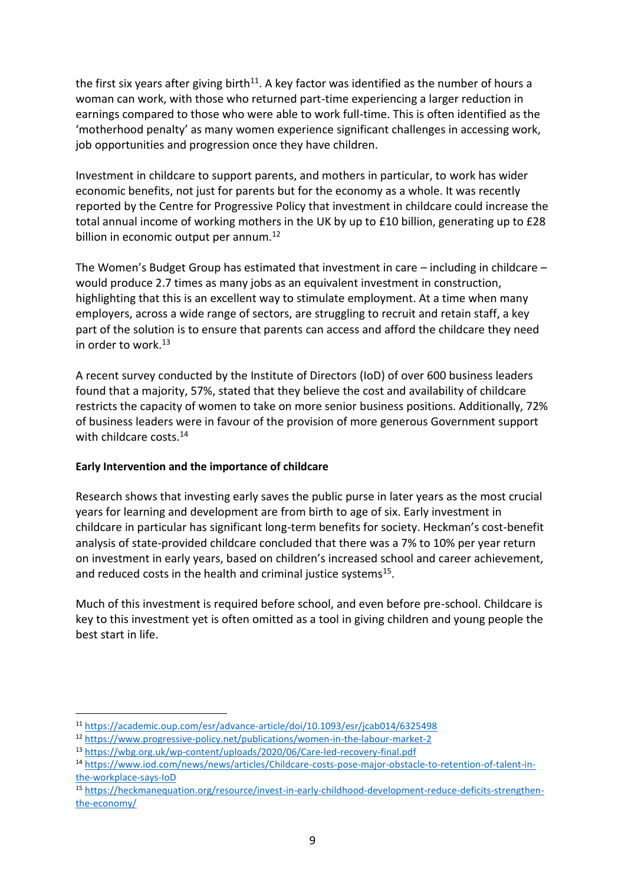the first six years after giving birth[11]. A key factor was identified as the number of hours a woman can work, with those who returned part-time experiencing a larger reduction in earnings compared to those who were able to work full-time. This is often identified as the 'motherhood penalty' as many women experience significant challenges in accessing work, job opportunities and progression once they have children.

Investment in childcare to support parents, and mothers in particular, to work has wider economic benefits, not just for parents but for the economy as a whole. It was recently reported by the Centre for Progressive Policy that investment in childcare could increase the total annual income of working mothers in the UK by up to £10 billion, generating up to £28 billion in economic output per annum.[12]

The Women's Budget Group has estimated that investment in care – including in childcare – would produce 2.7 times as many jobs as an equivalent investment in construction, highlighting that this is an excellent way to stimulate employment. At a time when many employers, across a wide range of sectors, are struggling to recruit and retain staff, a key part of the solution is to ensure that parents can access and afford the childcare they need in order to work.[13]

A recent survey conducted by the Institute of Directors (IoD) of over 600 business leaders found that a majority, 57%, stated that they believe the cost and availability of childcare restricts the capacity of women to take on more senior business positions. Additionally, 72% of business leaders were in favour of the provision of more generous Government support with childcare costs.[14]

**Early Intervention and the importance of childcare**

Research shows that investing early saves the public purse in later years as the most crucial years for learning and development are from birth to age of six. Early investment in childcare in particular has significant long-term benefits for society. Heckman's cost-benefit analysis of state-provided childcare concluded that there was a 7% to 10% per year return on investment in early years, based on children's increased school and career achievement, and reduced costs in the health and criminal justice systems[15].

Much of this investment is required before school, and even before pre-school. Childcare is key to this investment yet is often omitted as a tool in giving children and young people the best start in life.

---

[11] https://academic.oup.com/esr/advance-article/doi/10.1093/esr/jcab014/6325498

[12] https://www.progressive-policy.net/publications/women-in-the-labour-market-2

[13] https://wbg.org.uk/wp-content/uploads/2020/06/Care-led-recovery-final.pdf

[14] https://www.iod.com/news/news/articles/Childcare-costs-pose-major-obstacle-to-retention-of-talent-in-the-workplace-says-IoD

[15] https://heckmanequation.org/resource/invest-in-early-childhood-development-reduce-deficits-strengthen-the-economy/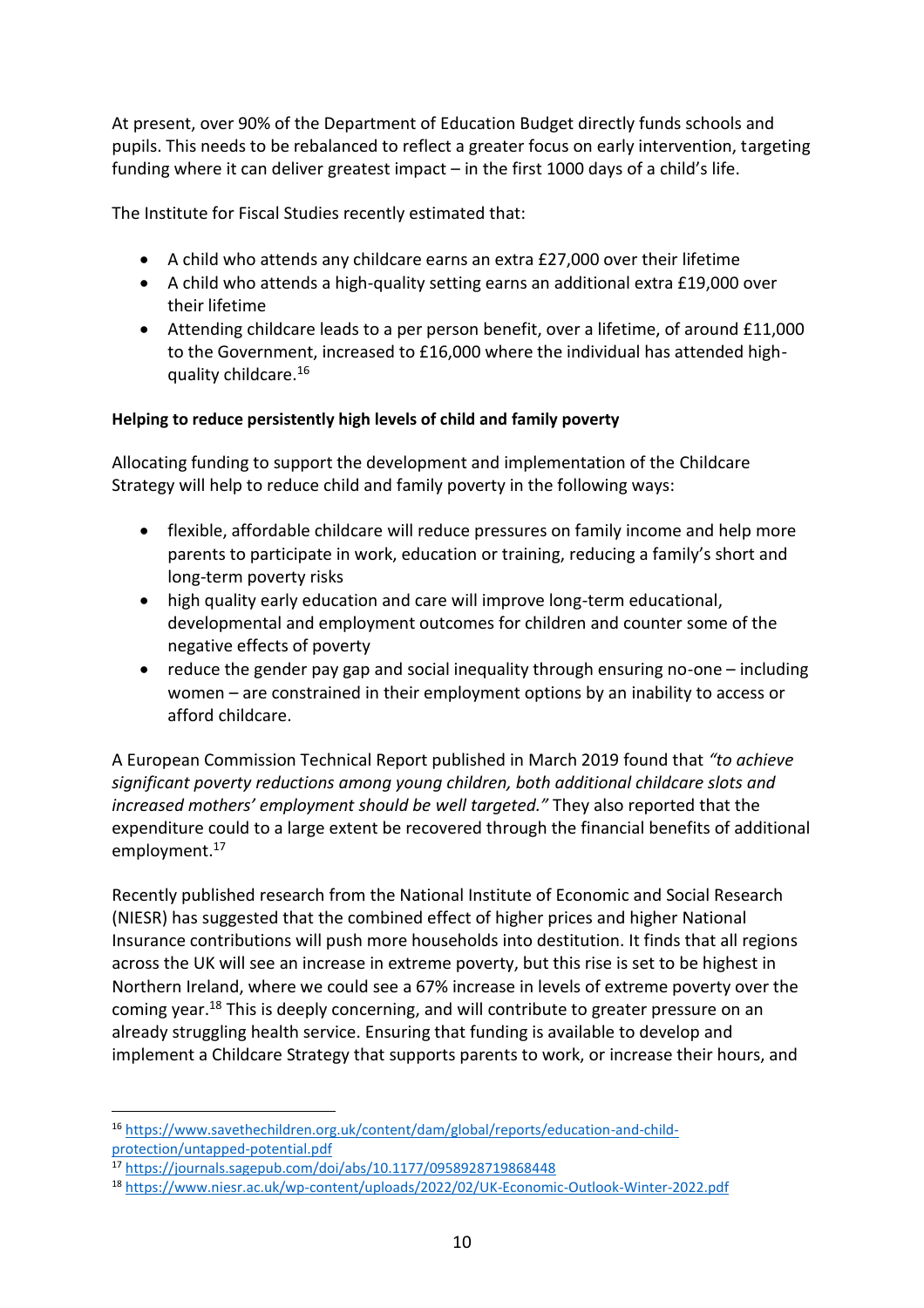At present, over 90% of the Department of Education Budget directly funds schools and pupils. This needs to be rebalanced to reflect a greater focus on early intervention, targeting funding where it can deliver greatest impact – in the first 1000 days of a child's life.

The Institute for Fiscal Studies recently estimated that:

- A child who attends any childcare earns an extra £27,000 over their lifetime
- A child who attends a high-quality setting earns an additional extra £19,000 over their lifetime
- Attending childcare leads to a per person benefit, over a lifetime, of around £11,000 to the Government, increased to £16,000 where the individual has attended high-quality childcare.[16]

**Helping to reduce persistently high levels of child and family poverty**

Allocating funding to support the development and implementation of the Childcare Strategy will help to reduce child and family poverty in the following ways:

- flexible, affordable childcare will reduce pressures on family income and help more parents to participate in work, education or training, reducing a family's short and long-term poverty risks
- high quality early education and care will improve long-term educational, developmental and employment outcomes for children and counter some of the negative effects of poverty
- reduce the gender pay gap and social inequality through ensuring no-one – including women – are constrained in their employment options by an inability to access or afford childcare.

A European Commission Technical Report published in March 2019 found that *"to achieve significant poverty reductions among young children, both additional childcare slots and increased mothers' employment should be well targeted."* They also reported that the expenditure could to a large extent be recovered through the financial benefits of additional employment.[17]

Recently published research from the National Institute of Economic and Social Research (NIESR) has suggested that the combined effect of higher prices and higher National Insurance contributions will push more households into destitution. It finds that all regions across the UK will see an increase in extreme poverty, but this rise is set to be highest in Northern Ireland, where we could see a 67% increase in levels of extreme poverty over the coming year.[18] This is deeply concerning, and will contribute to greater pressure on an already struggling health service. Ensuring that funding is available to develop and implement a Childcare Strategy that supports parents to work, or increase their hours, and

---

[16] https://www.savethechildren.org.uk/content/dam/global/reports/education-and-child-protection/untapped-potential.pdf

[17] https://journals.sagepub.com/doi/abs/10.1177/0958928719868448

[18] https://www.niesr.ac.uk/wp-content/uploads/2022/02/UK-Economic-Outlook-Winter-2022.pdf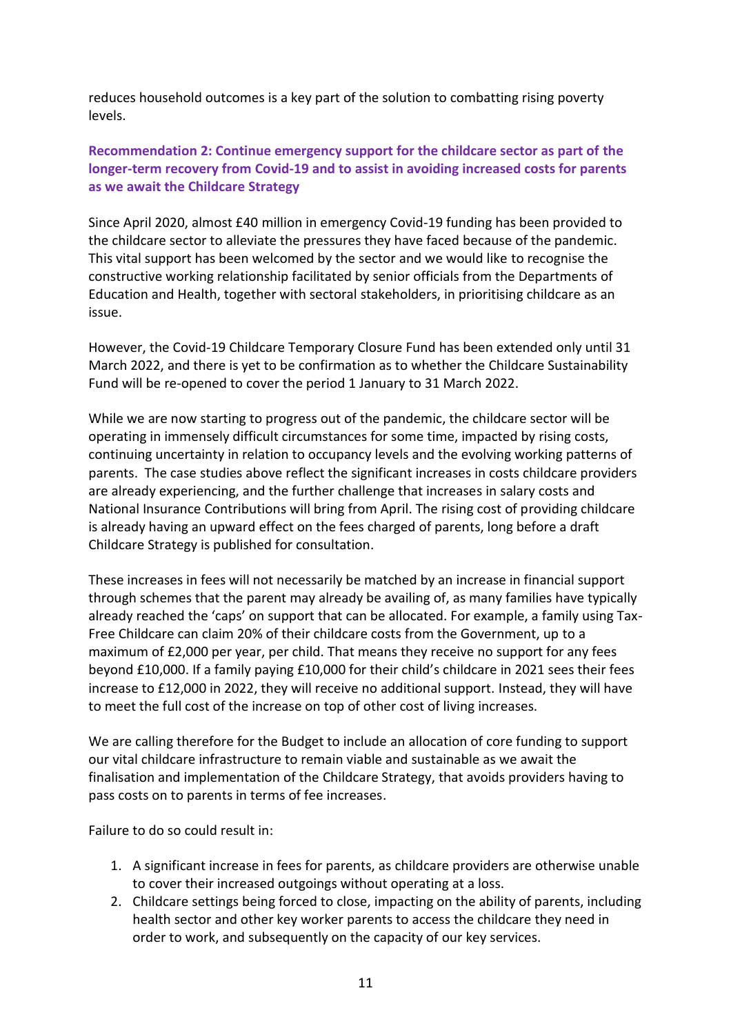reduces household outcomes is a key part of the solution to combatting rising poverty levels.

### Recommendation 2: Continue emergency support for the childcare sector as part of the longer-term recovery from Covid-19 and to assist in avoiding increased costs for parents as we await the Childcare Strategy

Since April 2020, almost £40 million in emergency Covid-19 funding has been provided to the childcare sector to alleviate the pressures they have faced because of the pandemic. This vital support has been welcomed by the sector and we would like to recognise the constructive working relationship facilitated by senior officials from the Departments of Education and Health, together with sectoral stakeholders, in prioritising childcare as an issue.

However, the Covid-19 Childcare Temporary Closure Fund has been extended only until 31 March 2022, and there is yet to be confirmation as to whether the Childcare Sustainability Fund will be re-opened to cover the period 1 January to 31 March 2022.

While we are now starting to progress out of the pandemic, the childcare sector will be operating in immensely difficult circumstances for some time, impacted by rising costs, continuing uncertainty in relation to occupancy levels and the evolving working patterns of parents. The case studies above reflect the significant increases in costs childcare providers are already experiencing, and the further challenge that increases in salary costs and National Insurance Contributions will bring from April. The rising cost of providing childcare is already having an upward effect on the fees charged of parents, long before a draft Childcare Strategy is published for consultation.

These increases in fees will not necessarily be matched by an increase in financial support through schemes that the parent may already be availing of, as many families have typically already reached the 'caps' on support that can be allocated. For example, a family using Tax-Free Childcare can claim 20% of their childcare costs from the Government, up to a maximum of £2,000 per year, per child. That means they receive no support for any fees beyond £10,000. If a family paying £10,000 for their child's childcare in 2021 sees their fees increase to £12,000 in 2022, they will receive no additional support. Instead, they will have to meet the full cost of the increase on top of other cost of living increases.

We are calling therefore for the Budget to include an allocation of core funding to support our vital childcare infrastructure to remain viable and sustainable as we await the finalisation and implementation of the Childcare Strategy, that avoids providers having to pass costs on to parents in terms of fee increases.

Failure to do so could result in:

1. A significant increase in fees for parents, as childcare providers are otherwise unable to cover their increased outgoings without operating at a loss.
2. Childcare settings being forced to close, impacting on the ability of parents, including health sector and other key worker parents to access the childcare they need in order to work, and subsequently on the capacity of our key services.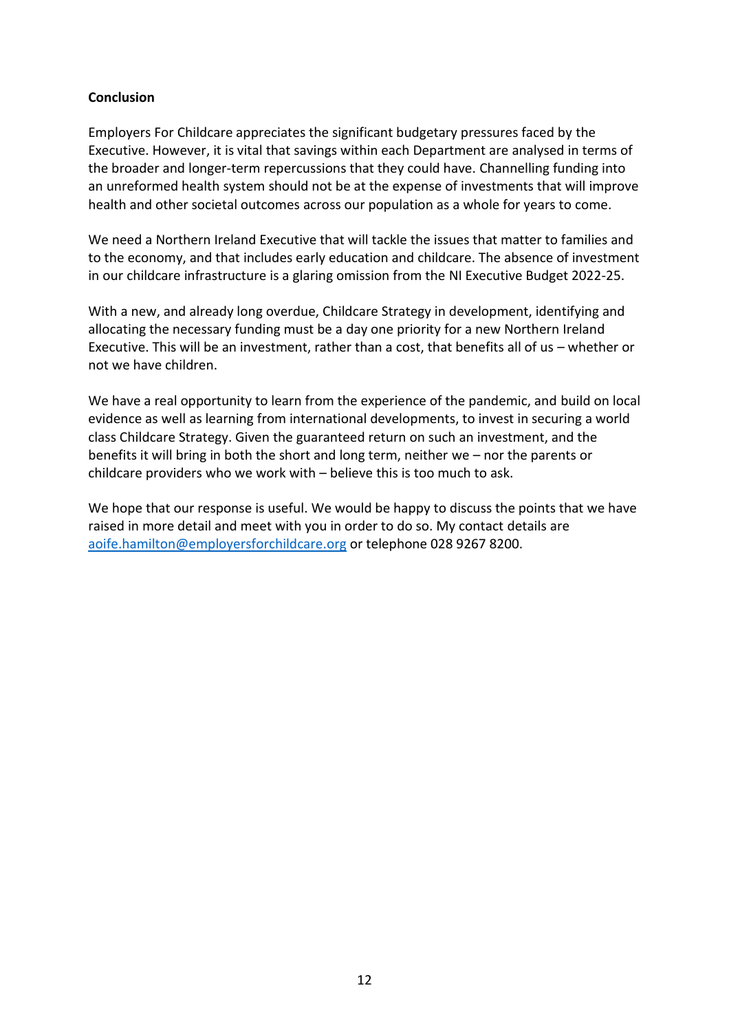**Conclusion**

Employers For Childcare appreciates the significant budgetary pressures faced by the Executive. However, it is vital that savings within each Department are analysed in terms of the broader and longer-term repercussions that they could have. Channelling funding into an unreformed health system should not be at the expense of investments that will improve health and other societal outcomes across our population as a whole for years to come.

We need a Northern Ireland Executive that will tackle the issues that matter to families and to the economy, and that includes early education and childcare. The absence of investment in our childcare infrastructure is a glaring omission from the NI Executive Budget 2022-25.

With a new, and already long overdue, Childcare Strategy in development, identifying and allocating the necessary funding must be a day one priority for a new Northern Ireland Executive. This will be an investment, rather than a cost, that benefits all of us – whether or not we have children.

We have a real opportunity to learn from the experience of the pandemic, and build on local evidence as well as learning from international developments, to invest in securing a world class Childcare Strategy. Given the guaranteed return on such an investment, and the benefits it will bring in both the short and long term, neither we – nor the parents or childcare providers who we work with – believe this is too much to ask.

We hope that our response is useful. We would be happy to discuss the points that we have raised in more detail and meet with you in order to do so. My contact details are aoife.hamilton@employersforchildcare.org or telephone 028 9267 8200.